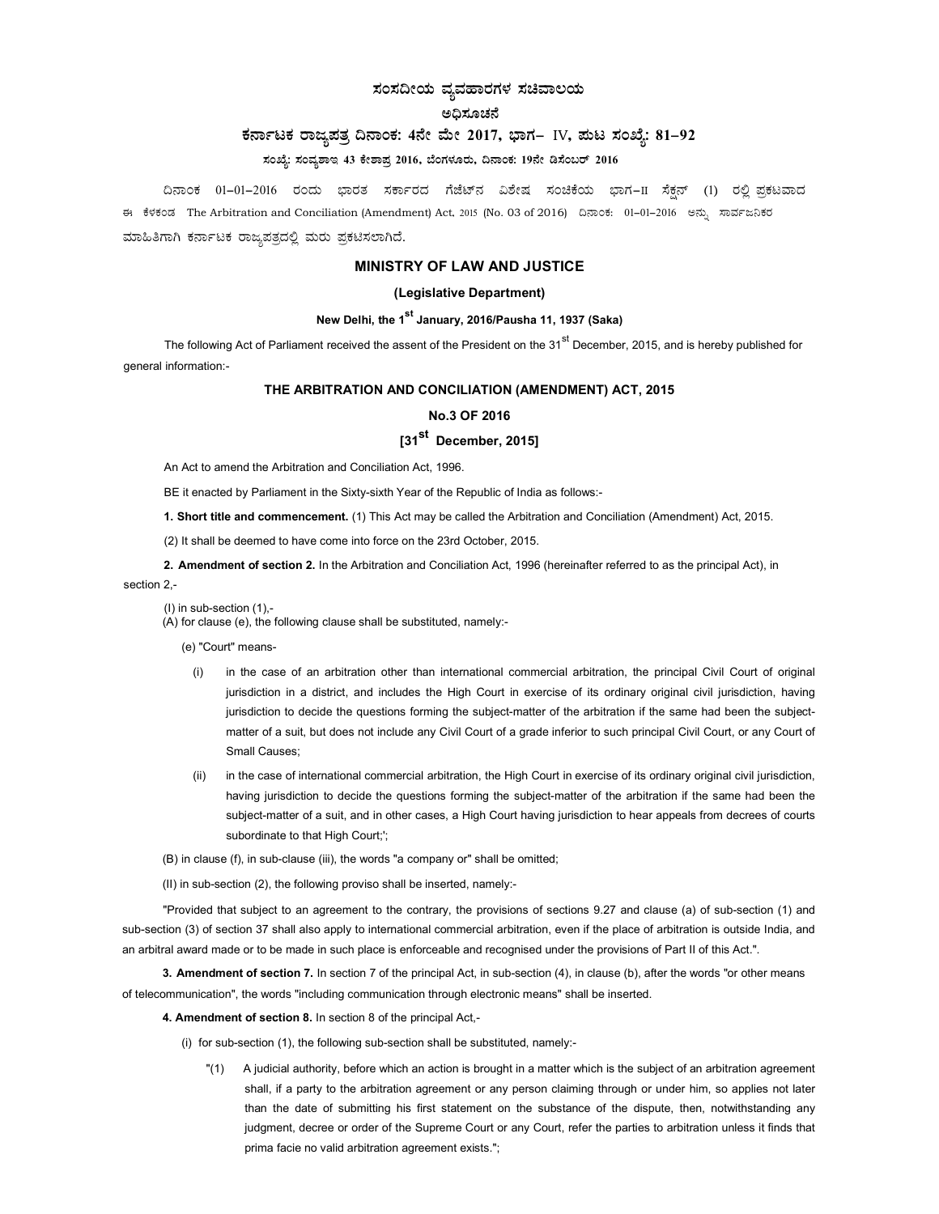# ಸಂಸದೀಯ ವ್ಯವಹಾರಗಳ ಸಚಿವಾಲಯ

## ಅಧಿಸೂಚನೆ

### ಕರ್ನಾಟಕ ರಾಜ್ಯಪತ್ರ ದಿನಾಂಕ: 4ನೇ ಮೇ 2017, ಭಾಗ– IV, ಪುಟ ಸಂಖ್ಯೆ: 81–92

**ಸಂಖ್ಯೆ: ಸಂವ್ಯಶಾಇ 43 ಕೇಶಾಪ್ರ 2016, ಬೆಂಗಳೂರು, ದಿನಾಂಕ: 19ನೇ ಡಿಸೆಂಬರ್ 2016**

ದಿನಾಂಕ 01–01–2016 ರಂದು ಭಾರತ ಸರ್ಕಾರದ ಗೆಜೆಟ್‌ನ ವಿಶೇಷ ಸಂಚಿಕೆಯ ಭಾಗ–II ಸೆಕ್ಷನ್ (1) ರಲ್ಲಿ ಪ್ರಕಟವಾದ ಈ ಕೆಳಕಂಡ The Arbitration and Conciliation (Amendment) Act, 2015 (No. 03 of 2016) ದಿನಾಂಕ: 01–01–2016 ಅನ್ನು ಸಾರ್ವಜನಿಕರ ಮಾಹಿತಿಗಾಗಿ ಕರ್ನಾಟಕ ರಾಜ್ಯಪತ್ರದಲ್ಲಿ ಮರು ಪ್ರಕಟಿಸಲಾಗಿದೆ.

## MINISTRY OF LAW AND JUSTICE

### (Legislative Department)

**New Delhi, the 1st January, 2016/Pausha 11, 1937 (Saka)**

The following Act of Parliament received the assent of the President on the 31st December, 2015, and is hereby published for general information:-

## THE ARBITRATION AND CONCILIATION (AMENDMENT) ACT, 2015

**No.3 OF 2016**

**[31st December, 2015]**

An Act to amend the Arbitration and Conciliation Act, 1996.

BE it enacted by Parliament in the Sixty-sixth Year of the Republic of India as follows:-

**1. Short title and commencement.** (1) This Act may be called the Arbitration and Conciliation (Amendment) Act, 2015.

(2) It shall be deemed to have come into force on the 23rd October, 2015.

**2. Amendment of section 2.** In the Arbitration and Conciliation Act, 1996 (hereinafter referred to as the principal Act), in section 2,-

(I) in sub-section (1),-

(A) for clause (e), the following clause shall be substituted, namely:-

(e) "Court" means-

(i) in the case of an arbitration other than international commercial arbitration, the principal Civil Court of original jurisdiction in a district, and includes the High Court in exercise of its ordinary original civil jurisdiction, having jurisdiction to decide the questions forming the subject-matter of the arbitration if the same had been the subject-matter of a suit, but does not include any Civil Court of a grade inferior to such principal Civil Court, or any Court of Small Causes;

(ii) in the case of international commercial arbitration, the High Court in exercise of its ordinary original civil jurisdiction, having jurisdiction to decide the questions forming the subject-matter of the arbitration if the same had been the subject-matter of a suit, and in other cases, a High Court having jurisdiction to hear appeals from decrees of courts subordinate to that High Court;';

(B) in clause (f), in sub-clause (iii), the words "a company or" shall be omitted;

(II) in sub-section (2), the following proviso shall be inserted, namely:-

"Provided that subject to an agreement to the contrary, the provisions of sections 9.27 and clause (a) of sub-section (1) and sub-section (3) of section 37 shall also apply to international commercial arbitration, even if the place of arbitration is outside India, and an arbitral award made or to be made in such place is enforceable and recognised under the provisions of Part II of this Act.".

**3. Amendment of section 7.** In section 7 of the principal Act, in sub-section (4), in clause (b), after the words "or other means of telecommunication", the words "including communication through electronic means" shall be inserted.

**4. Amendment of section 8.** In section 8 of the principal Act,-

(i) for sub-section (1), the following sub-section shall be substituted, namely:-

"(1) A judicial authority, before which an action is brought in a matter which is the subject of an arbitration agreement shall, if a party to the arbitration agreement or any person claiming through or under him, so applies not later than the date of submitting his first statement on the substance of the dispute, then, notwithstanding any judgment, decree or order of the Supreme Court or any Court, refer the parties to arbitration unless it finds that prima facie no valid arbitration agreement exists.";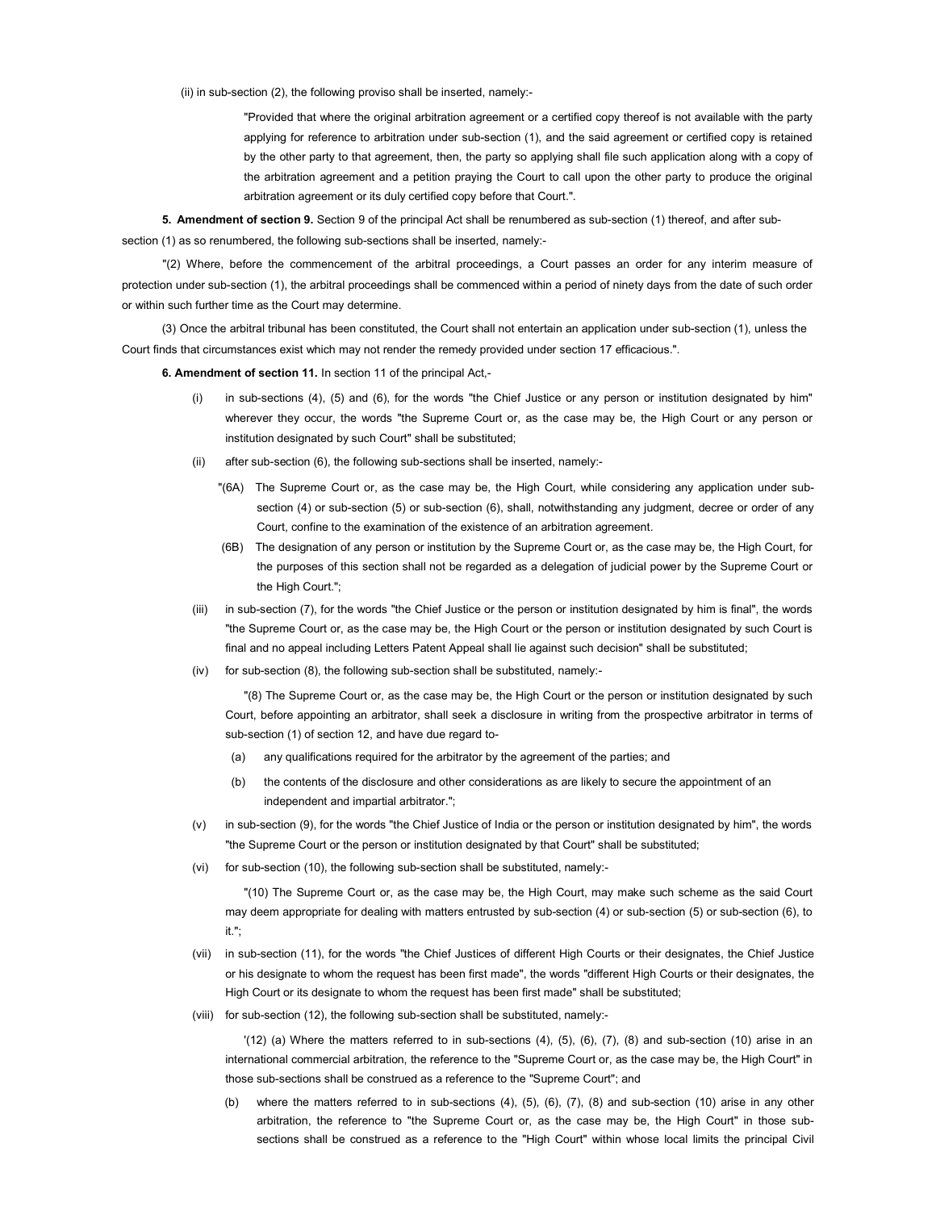(ii) in sub-section (2), the following proviso shall be inserted, namely:-

> "Provided that where the original arbitration agreement or a certified copy thereof is not available with the party applying for reference to arbitration under sub-section (1), and the said agreement or certified copy is retained by the other party to that agreement, then, the party so applying shall file such application along with a copy of the arbitration agreement and a petition praying the Court to call upon the other party to produce the original arbitration agreement or its duly certified copy before that Court.".

**5. Amendment of section 9.** Section 9 of the principal Act shall be renumbered as sub-section (1) thereof, and after sub-section (1) as so renumbered, the following sub-sections shall be inserted, namely:-

"(2) Where, before the commencement of the arbitral proceedings, a Court passes an order for any interim measure of protection under sub-section (1), the arbitral proceedings shall be commenced within a period of ninety days from the date of such order or within such further time as the Court may determine.

(3) Once the arbitral tribunal has been constituted, the Court shall not entertain an application under sub-section (1), unless the Court finds that circumstances exist which may not render the remedy provided under section 17 efficacious.".

**6. Amendment of section 11.** In section 11 of the principal Act,-

(i) in sub-sections (4), (5) and (6), for the words "the Chief Justice or any person or institution designated by him" wherever they occur, the words "the Supreme Court or, as the case may be, the High Court or any person or institution designated by such Court" shall be substituted;

(ii) after sub-section (6), the following sub-sections shall be inserted, namely:-

"(6A) The Supreme Court or, as the case may be, the High Court, while considering any application under sub-section (4) or sub-section (5) or sub-section (6), shall, notwithstanding any judgment, decree or order of any Court, confine to the examination of the existence of an arbitration agreement.

(6B) The designation of any person or institution by the Supreme Court or, as the case may be, the High Court, for the purposes of this section shall not be regarded as a delegation of judicial power by the Supreme Court or the High Court.";

(iii) in sub-section (7), for the words "the Chief Justice or the person or institution designated by him is final", the words "the Supreme Court or, as the case may be, the High Court or the person or institution designated by such Court is final and no appeal including Letters Patent Appeal shall lie against such decision" shall be substituted;

(iv) for sub-section (8), the following sub-section shall be substituted, namely:-

"(8) The Supreme Court or, as the case may be, the High Court or the person or institution designated by such Court, before appointing an arbitrator, shall seek a disclosure in writing from the prospective arbitrator in terms of sub-section (1) of section 12, and have due regard to-

(a) any qualifications required for the arbitrator by the agreement of the parties; and

(b) the contents of the disclosure and other considerations as are likely to secure the appointment of an independent and impartial arbitrator.";

(v) in sub-section (9), for the words "the Chief Justice of India or the person or institution designated by him", the words "the Supreme Court or the person or institution designated by that Court" shall be substituted;

(vi) for sub-section (10), the following sub-section shall be substituted, namely:-

"(10) The Supreme Court or, as the case may be, the High Court, may make such scheme as the said Court may deem appropriate for dealing with matters entrusted by sub-section (4) or sub-section (5) or sub-section (6), to it.";

(vii) in sub-section (11), for the words "the Chief Justices of different High Courts or their designates, the Chief Justice or his designate to whom the request has been first made", the words "different High Courts or their designates, the High Court or its designate to whom the request has been first made" shall be substituted;

(viii) for sub-section (12), the following sub-section shall be substituted, namely:-

'(12) (a) Where the matters referred to in sub-sections (4), (5), (6), (7), (8) and sub-section (10) arise in an international commercial arbitration, the reference to the "Supreme Court or, as the case may be, the High Court" in those sub-sections shall be construed as a reference to the "Supreme Court"; and

(b) where the matters referred to in sub-sections (4), (5), (6), (7), (8) and sub-section (10) arise in any other arbitration, the reference to "the Supreme Court or, as the case may be, the High Court" in those sub-sections shall be construed as a reference to the "High Court" within whose local limits the principal Civil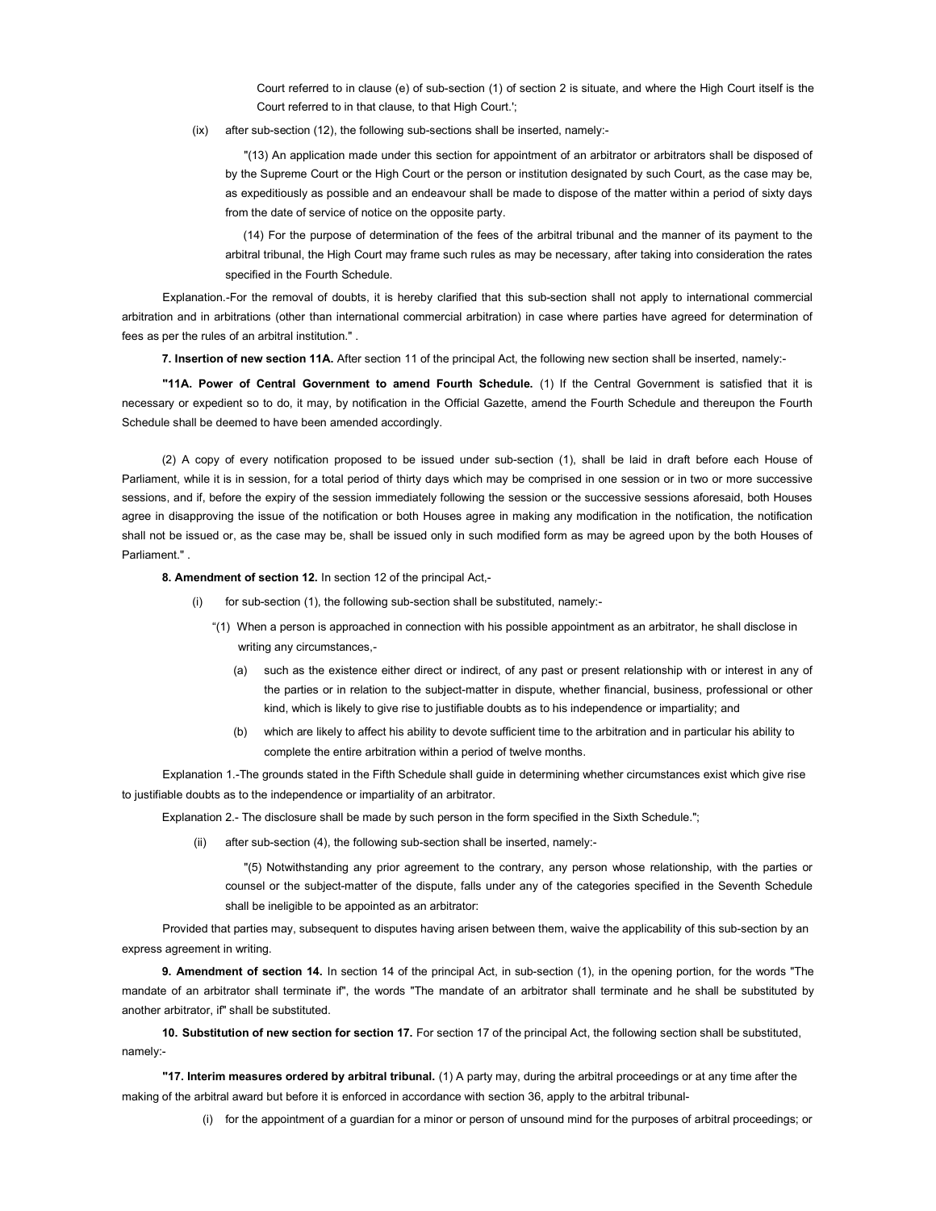Court referred to in clause (e) of sub-section (1) of section 2 is situate, and where the High Court itself is the Court referred to in that clause, to that High Court.';

(ix) after sub-section (12), the following sub-sections shall be inserted, namely:-

"(13) An application made under this section for appointment of an arbitrator or arbitrators shall be disposed of by the Supreme Court or the High Court or the person or institution designated by such Court, as the case may be, as expeditiously as possible and an endeavour shall be made to dispose of the matter within a period of sixty days from the date of service of notice on the opposite party.

(14) For the purpose of determination of the fees of the arbitral tribunal and the manner of its payment to the arbitral tribunal, the High Court may frame such rules as may be necessary, after taking into consideration the rates specified in the Fourth Schedule.

Explanation.-For the removal of doubts, it is hereby clarified that this sub-section shall not apply to international commercial arbitration and in arbitrations (other than international commercial arbitration) in case where parties have agreed for determination of fees as per the rules of an arbitral institution." .

**7. Insertion of new section 11A.** After section 11 of the principal Act, the following new section shall be inserted, namely:-

**"11A. Power of Central Government to amend Fourth Schedule.** (1) If the Central Government is satisfied that it is necessary or expedient so to do, it may, by notification in the Official Gazette, amend the Fourth Schedule and thereupon the Fourth Schedule shall be deemed to have been amended accordingly.

(2) A copy of every notification proposed to be issued under sub-section (1), shall be laid in draft before each House of Parliament, while it is in session, for a total period of thirty days which may be comprised in one session or in two or more successive sessions, and if, before the expiry of the session immediately following the session or the successive sessions aforesaid, both Houses agree in disapproving the issue of the notification or both Houses agree in making any modification in the notification, the notification shall not be issued or, as the case may be, shall be issued only in such modified form as may be agreed upon by the both Houses of Parliament." .

**8. Amendment of section 12.** In section 12 of the principal Act,-

(i) for sub-section (1), the following sub-section shall be substituted, namely:-

"(1) When a person is approached in connection with his possible appointment as an arbitrator, he shall disclose in writing any circumstances,-

(a) such as the existence either direct or indirect, of any past or present relationship with or interest in any of the parties or in relation to the subject-matter in dispute, whether financial, business, professional or other kind, which is likely to give rise to justifiable doubts as to his independence or impartiality; and

(b) which are likely to affect his ability to devote sufficient time to the arbitration and in particular his ability to complete the entire arbitration within a period of twelve months.

Explanation 1.-The grounds stated in the Fifth Schedule shall guide in determining whether circumstances exist which give rise to justifiable doubts as to the independence or impartiality of an arbitrator.

Explanation 2.- The disclosure shall be made by such person in the form specified in the Sixth Schedule.";

(ii) after sub-section (4), the following sub-section shall be inserted, namely:-

"(5) Notwithstanding any prior agreement to the contrary, any person whose relationship, with the parties or counsel or the subject-matter of the dispute, falls under any of the categories specified in the Seventh Schedule shall be ineligible to be appointed as an arbitrator:

Provided that parties may, subsequent to disputes having arisen between them, waive the applicability of this sub-section by an express agreement in writing.

**9. Amendment of section 14.** In section 14 of the principal Act, in sub-section (1), in the opening portion, for the words "The mandate of an arbitrator shall terminate if", the words "The mandate of an arbitrator shall terminate and he shall be substituted by another arbitrator, if" shall be substituted.

**10. Substitution of new section for section 17.** For section 17 of the principal Act, the following section shall be substituted, namely:-

**"17. Interim measures ordered by arbitral tribunal.** (1) A party may, during the arbitral proceedings or at any time after the making of the arbitral award but before it is enforced in accordance with section 36, apply to the arbitral tribunal-

(i) for the appointment of a guardian for a minor or person of unsound mind for the purposes of arbitral proceedings; or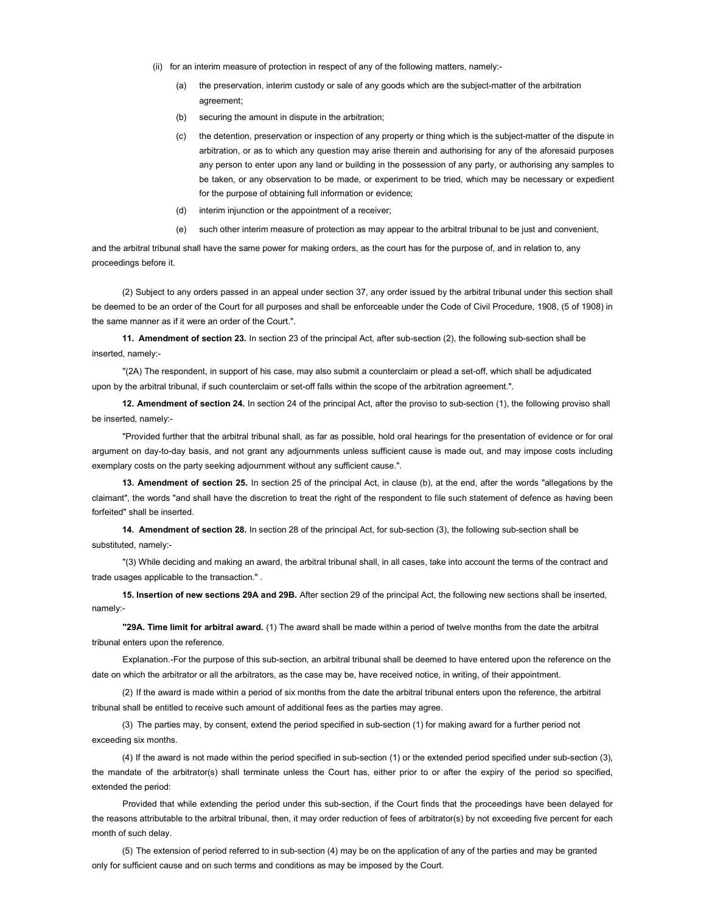(ii) for an interim measure of protection in respect of any of the following matters, namely:-

(a) the preservation, interim custody or sale of any goods which are the subject-matter of the arbitration agreement;

(b) securing the amount in dispute in the arbitration;

(c) the detention, preservation or inspection of any property or thing which is the subject-matter of the dispute in arbitration, or as to which any question may arise therein and authorising for any of the aforesaid purposes any person to enter upon any land or building in the possession of any party, or authorising any samples to be taken, or any observation to be made, or experiment to be tried, which may be necessary or expedient for the purpose of obtaining full information or evidence;

(d) interim injunction or the appointment of a receiver;

(e) such other interim measure of protection as may appear to the arbitral tribunal to be just and convenient,

and the arbitral tribunal shall have the same power for making orders, as the court has for the purpose of, and in relation to, any proceedings before it.

(2) Subject to any orders passed in an appeal under section 37, any order issued by the arbitral tribunal under this section shall be deemed to be an order of the Court for all purposes and shall be enforceable under the Code of Civil Procedure, 1908, (5 of 1908) in the same manner as if it were an order of the Court.".

**11. Amendment of section 23.** In section 23 of the principal Act, after sub-section (2), the following sub-section shall be inserted, namely:-

"(2A) The respondent, in support of his case, may also submit a counterclaim or plead a set-off, which shall be adjudicated upon by the arbitral tribunal, if such counterclaim or set-off falls within the scope of the arbitration agreement.".

**12. Amendment of section 24.** In section 24 of the principal Act, after the proviso to sub-section (1), the following proviso shall be inserted, namely:-

"Provided further that the arbitral tribunal shall, as far as possible, hold oral hearings for the presentation of evidence or for oral argument on day-to-day basis, and not grant any adjournments unless sufficient cause is made out, and may impose costs including exemplary costs on the party seeking adjournment without any sufficient cause.".

**13. Amendment of section 25.** In section 25 of the principal Act, in clause (b), at the end, after the words "allegations by the claimant", the words "and shall have the discretion to treat the right of the respondent to file such statement of defence as having been forfeited" shall be inserted.

**14. Amendment of section 28.** In section 28 of the principal Act, for sub-section (3), the following sub-section shall be substituted, namely:-

"(3) While deciding and making an award, the arbitral tribunal shall, in all cases, take into account the terms of the contract and trade usages applicable to the transaction." .

**15. Insertion of new sections 29A and 29B.** After section 29 of the principal Act, the following new sections shall be inserted, namely:-

**"29A. Time limit for arbitral award.** (1) The award shall be made within a period of twelve months from the date the arbitral tribunal enters upon the reference.

Explanation.-For the purpose of this sub-section, an arbitral tribunal shall be deemed to have entered upon the reference on the date on which the arbitrator or all the arbitrators, as the case may be, have received notice, in writing, of their appointment.

(2) If the award is made within a period of six months from the date the arbitral tribunal enters upon the reference, the arbitral tribunal shall be entitled to receive such amount of additional fees as the parties may agree.

(3) The parties may, by consent, extend the period specified in sub-section (1) for making award for a further period not exceeding six months.

(4) If the award is not made within the period specified in sub-section (1) or the extended period specified under sub-section (3), the mandate of the arbitrator(s) shall terminate unless the Court has, either prior to or after the expiry of the period so specified, extended the period:

Provided that while extending the period under this sub-section, if the Court finds that the proceedings have been delayed for the reasons attributable to the arbitral tribunal, then, it may order reduction of fees of arbitrator(s) by not exceeding five percent for each month of such delay.

(5) The extension of period referred to in sub-section (4) may be on the application of any of the parties and may be granted only for sufficient cause and on such terms and conditions as may be imposed by the Court.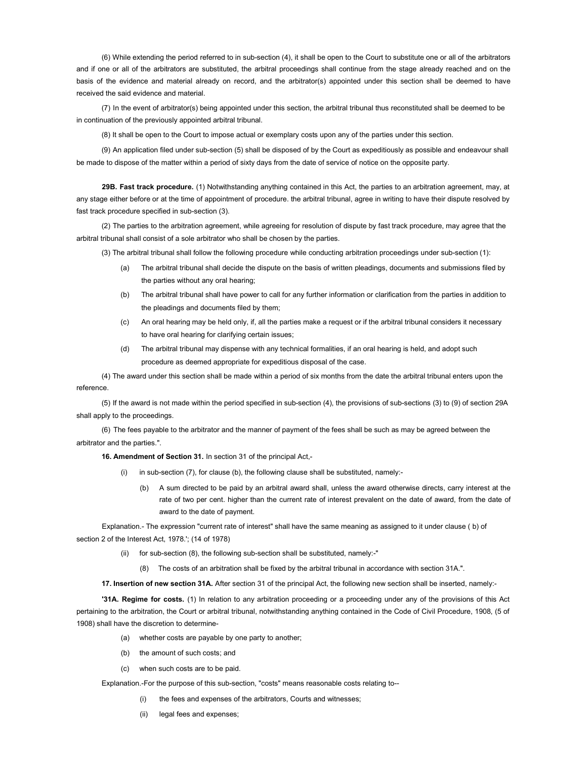(6) While extending the period referred to in sub-section (4), it shall be open to the Court to substitute one or all of the arbitrators and if one or all of the arbitrators are substituted, the arbitral proceedings shall continue from the stage already reached and on the basis of the evidence and material already on record, and the arbitrator(s) appointed under this section shall be deemed to have received the said evidence and material.

(7) In the event of arbitrator(s) being appointed under this section, the arbitral tribunal thus reconstituted shall be deemed to be in continuation of the previously appointed arbitral tribunal.

(8) It shall be open to the Court to impose actual or exemplary costs upon any of the parties under this section.

(9) An application filed under sub-section (5) shall be disposed of by the Court as expeditiously as possible and endeavour shall be made to dispose of the matter within a period of sixty days from the date of service of notice on the opposite party.

**29B. Fast track procedure.** (1) Notwithstanding anything contained in this Act, the parties to an arbitration agreement, may, at any stage either before or at the time of appointment of procedure. the arbitral tribunal, agree in writing to have their dispute resolved by fast track procedure specified in sub-section (3).

(2) The parties to the arbitration agreement, while agreeing for resolution of dispute by fast track procedure, may agree that the arbitral tribunal shall consist of a sole arbitrator who shall be chosen by the parties.

(3) The arbitral tribunal shall follow the following procedure while conducting arbitration proceedings under sub-section (1):

(a) The arbitral tribunal shall decide the dispute on the basis of written pleadings, documents and submissions filed by the parties without any oral hearing;

(b) The arbitral tribunal shall have power to call for any further information or clarification from the parties in addition to the pleadings and documents filed by them;

(c) An oral hearing may be held only, if, all the parties make a request or if the arbitral tribunal considers it necessary to have oral hearing for clarifying certain issues;

(d) The arbitral tribunal may dispense with any technical formalities, if an oral hearing is held, and adopt such procedure as deemed appropriate for expeditious disposal of the case.

(4) The award under this section shall be made within a period of six months from the date the arbitral tribunal enters upon the reference.

(5) If the award is not made within the period specified in sub-section (4), the provisions of sub-sections (3) to (9) of section 29A shall apply to the proceedings.

(6) The fees payable to the arbitrator and the manner of payment of the fees shall be such as may be agreed between the arbitrator and the parties.".

**16. Amendment of Section 31.** In section 31 of the principal Act,-

(i) in sub-section (7), for clause (b), the following clause shall be substituted, namely:-

(b) A sum directed to be paid by an arbitral award shall, unless the award otherwise directs, carry interest at the rate of two per cent. higher than the current rate of interest prevalent on the date of award, from the date of award to the date of payment.

Explanation.- The expression "current rate of interest" shall have the same meaning as assigned to it under clause ( b) of section 2 of the Interest Act, 1978.'; (14 of 1978)

(ii) for sub-section (8), the following sub-section shall be substituted, namely:-"

(8) The costs of an arbitration shall be fixed by the arbitral tribunal in accordance with section 31A.".

**17. Insertion of new section 31A.** After section 31 of the principal Act, the following new section shall be inserted, namely:-

**'31A. Regime for costs.** (1) In relation to any arbitration proceeding or a proceeding under any of the provisions of this Act pertaining to the arbitration, the Court or arbitral tribunal, notwithstanding anything contained in the Code of Civil Procedure, 1908, (5 of 1908) shall have the discretion to determine-

(a) whether costs are payable by one party to another;

(b) the amount of such costs; and

(c) when such costs are to be paid.

Explanation.-For the purpose of this sub-section, "costs" means reasonable costs relating to--

(i) the fees and expenses of the arbitrators, Courts and witnesses;

(ii) legal fees and expenses;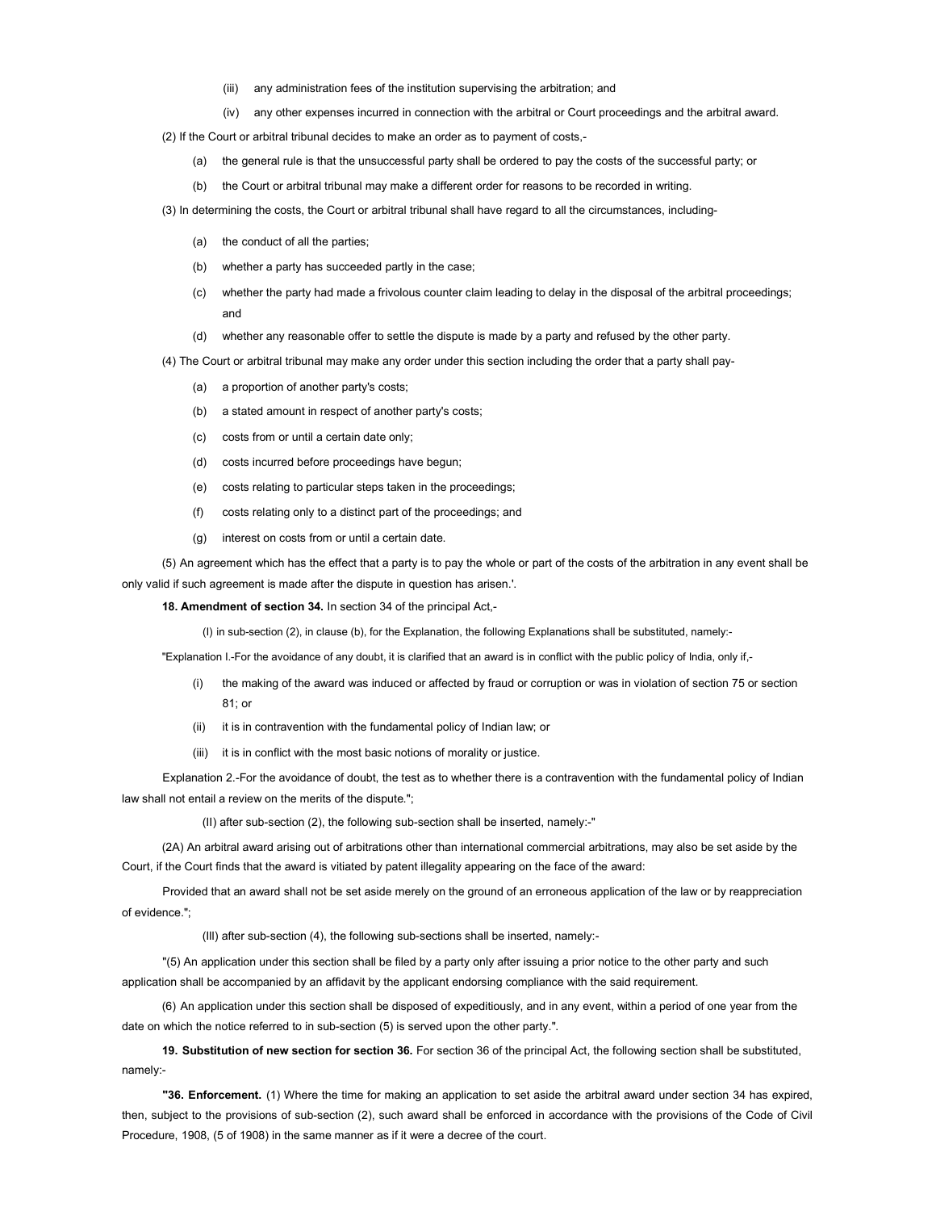(iii) any administration fees of the institution supervising the arbitration; and

(iv) any other expenses incurred in connection with the arbitral or Court proceedings and the arbitral award.

(2) If the Court or arbitral tribunal decides to make an order as to payment of costs,-

(a) the general rule is that the unsuccessful party shall be ordered to pay the costs of the successful party; or

(b) the Court or arbitral tribunal may make a different order for reasons to be recorded in writing.

(3) In determining the costs, the Court or arbitral tribunal shall have regard to all the circumstances, including-

(a) the conduct of all the parties;

(b) whether a party has succeeded partly in the case;

(c) whether the party had made a frivolous counter claim leading to delay in the disposal of the arbitral proceedings; and

(d) whether any reasonable offer to settle the dispute is made by a party and refused by the other party.

(4) The Court or arbitral tribunal may make any order under this section including the order that a party shall pay-

(a) a proportion of another party's costs;

(b) a stated amount in respect of another party's costs;

(c) costs from or until a certain date only;

(d) costs incurred before proceedings have begun;

(e) costs relating to particular steps taken in the proceedings;

(f) costs relating only to a distinct part of the proceedings; and

(g) interest on costs from or until a certain date.

(5) An agreement which has the effect that a party is to pay the whole or part of the costs of the arbitration in any event shall be only valid if such agreement is made after the dispute in question has arisen.'.

**18. Amendment of section 34.** In section 34 of the principal Act,-

(I) in sub-section (2), in clause (b), for the Explanation, the following Explanations shall be substituted, namely:-

"Explanation I.-For the avoidance of any doubt, it is clarified that an award is in conflict with the public policy of India, only if,-

(i) the making of the award was induced or affected by fraud or corruption or was in violation of section 75 or section 81; or

(ii) it is in contravention with the fundamental policy of Indian law; or

(iii) it is in conflict with the most basic notions of morality or justice.

Explanation 2.-For the avoidance of doubt, the test as to whether there is a contravention with the fundamental policy of Indian law shall not entail a review on the merits of the dispute.";

(II) after sub-section (2), the following sub-section shall be inserted, namely:-"

(2A) An arbitral award arising out of arbitrations other than international commercial arbitrations, may also be set aside by the Court, if the Court finds that the award is vitiated by patent illegality appearing on the face of the award:

Provided that an award shall not be set aside merely on the ground of an erroneous application of the law or by reappreciation of evidence.";

(III) after sub-section (4), the following sub-sections shall be inserted, namely:-

"(5) An application under this section shall be filed by a party only after issuing a prior notice to the other party and such application shall be accompanied by an affidavit by the applicant endorsing compliance with the said requirement.

(6) An application under this section shall be disposed of expeditiously, and in any event, within a period of one year from the date on which the notice referred to in sub-section (5) is served upon the other party.".

**19. Substitution of new section for section 36.** For section 36 of the principal Act, the following section shall be substituted, namely:-

**"36. Enforcement.** (1) Where the time for making an application to set aside the arbitral award under section 34 has expired, then, subject to the provisions of sub-section (2), such award shall be enforced in accordance with the provisions of the Code of Civil Procedure, 1908, (5 of 1908) in the same manner as if it were a decree of the court.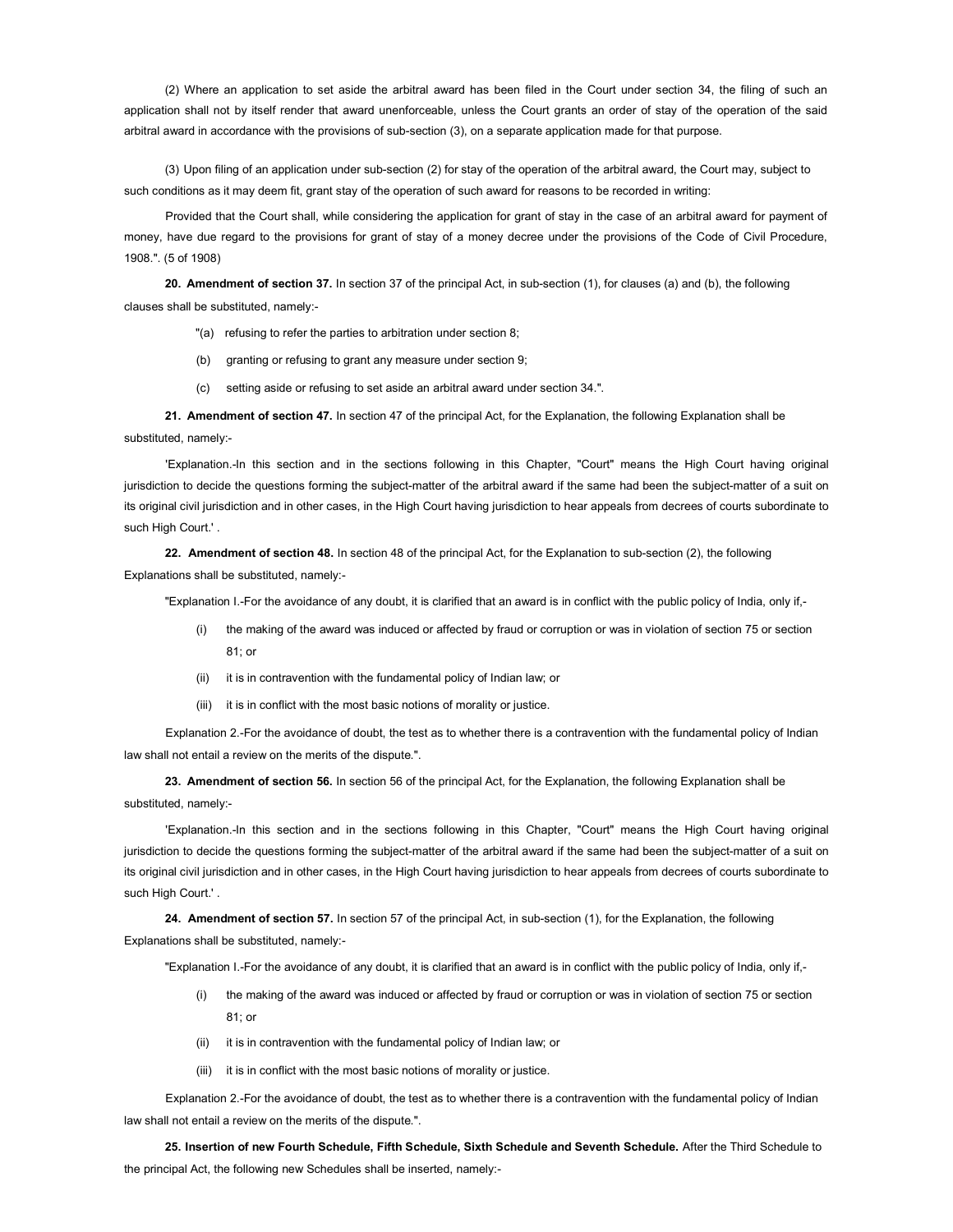(2) Where an application to set aside the arbitral award has been filed in the Court under section 34, the filing of such an application shall not by itself render that award unenforceable, unless the Court grants an order of stay of the operation of the said arbitral award in accordance with the provisions of sub-section (3), on a separate application made for that purpose.

(3) Upon filing of an application under sub-section (2) for stay of the operation of the arbitral award, the Court may, subject to such conditions as it may deem fit, grant stay of the operation of such award for reasons to be recorded in writing:

Provided that the Court shall, while considering the application for grant of stay in the case of an arbitral award for payment of money, have due regard to the provisions for grant of stay of a money decree under the provisions of the Code of Civil Procedure, 1908.". (5 of 1908)

**20. Amendment of section 37.** In section 37 of the principal Act, in sub-section (1), for clauses (a) and (b), the following clauses shall be substituted, namely:-

"(a) refusing to refer the parties to arbitration under section 8;

(b) granting or refusing to grant any measure under section 9;

(c) setting aside or refusing to set aside an arbitral award under section 34.".

**21. Amendment of section 47.** In section 47 of the principal Act, for the Explanation, the following Explanation shall be substituted, namely:-

'Explanation.-In this section and in the sections following in this Chapter, "Court" means the High Court having original jurisdiction to decide the questions forming the subject-matter of the arbitral award if the same had been the subject-matter of a suit on its original civil jurisdiction and in other cases, in the High Court having jurisdiction to hear appeals from decrees of courts subordinate to such High Court.' .

**22. Amendment of section 48.** In section 48 of the principal Act, for the Explanation to sub-section (2), the following Explanations shall be substituted, namely:-

"Explanation I.-For the avoidance of any doubt, it is clarified that an award is in conflict with the public policy of India, only if,-

(i) the making of the award was induced or affected by fraud or corruption or was in violation of section 75 or section 81; or

(ii) it is in contravention with the fundamental policy of Indian law; or

(iii) it is in conflict with the most basic notions of morality or justice.

Explanation 2.-For the avoidance of doubt, the test as to whether there is a contravention with the fundamental policy of Indian law shall not entail a review on the merits of the dispute.".

**23. Amendment of section 56.** In section 56 of the principal Act, for the Explanation, the following Explanation shall be substituted, namely:-

'Explanation.-In this section and in the sections following in this Chapter, "Court" means the High Court having original jurisdiction to decide the questions forming the subject-matter of the arbitral award if the same had been the subject-matter of a suit on its original civil jurisdiction and in other cases, in the High Court having jurisdiction to hear appeals from decrees of courts subordinate to such High Court.' .

**24. Amendment of section 57.** In section 57 of the principal Act, in sub-section (1), for the Explanation, the following Explanations shall be substituted, namely:-

"Explanation I.-For the avoidance of any doubt, it is clarified that an award is in conflict with the public policy of India, only if,-

(i) the making of the award was induced or affected by fraud or corruption or was in violation of section 75 or section 81; or

(ii) it is in contravention with the fundamental policy of Indian law; or

(iii) it is in conflict with the most basic notions of morality or justice.

Explanation 2.-For the avoidance of doubt, the test as to whether there is a contravention with the fundamental policy of Indian law shall not entail a review on the merits of the dispute.".

**25. Insertion of new Fourth Schedule, Fifth Schedule, Sixth Schedule and Seventh Schedule.** After the Third Schedule to the principal Act, the following new Schedules shall be inserted, namely:-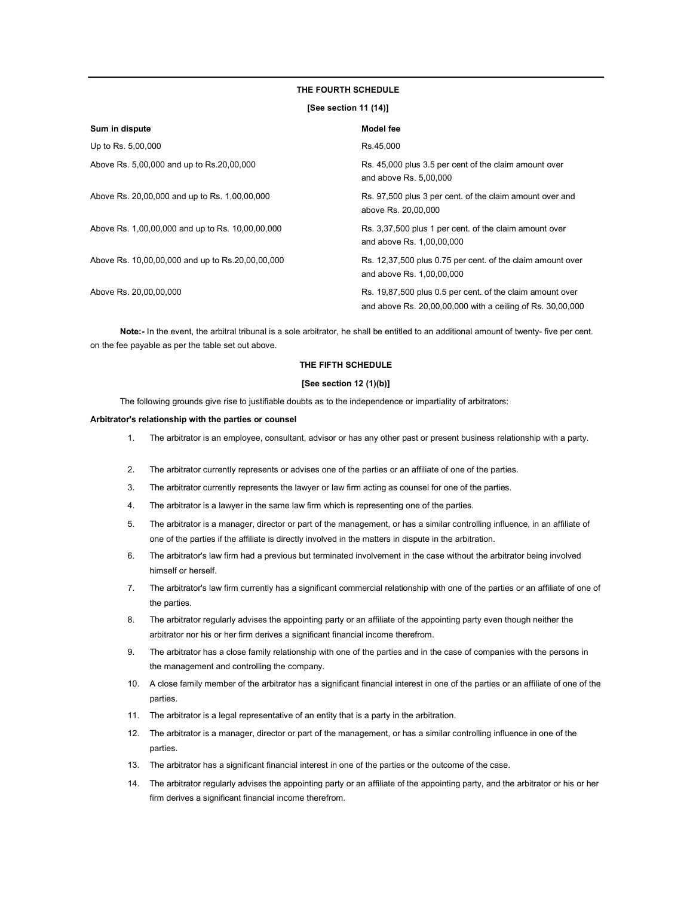## THE FOURTH SCHEDULE

**[See section 11 (14)]**

| Sum in dispute | Model fee |
|---|---|
| Up to Rs. 5,00,000 | Rs.45,000 |
| Above Rs. 5,00,000 and up to Rs.20,00,000 | Rs. 45,000 plus 3.5 per cent of the claim amount over and above Rs. 5,00,000 |
| Above Rs. 20,00,000 and up to Rs. 1,00,00,000 | Rs. 97,500 plus 3 per cent. of the claim amount over and above Rs. 20,00,000 |
| Above Rs. 1,00,00,000 and up to Rs. 10,00,00,000 | Rs. 3,37,500 plus 1 per cent. of the claim amount over and above Rs. 1,00,00,000 |
| Above Rs. 10,00,00,000 and up to Rs.20,00,00,000 | Rs. 12,37,500 plus 0.75 per cent. of the claim amount over and above Rs. 1,00,00,000 |
| Above Rs. 20,00,00,000 | Rs. 19,87,500 plus 0.5 per cent. of the claim amount over and above Rs. 20,00,00,000 with a ceiling of Rs. 30,00,000 |

**Note:-** In the event, the arbitral tribunal is a sole arbitrator, he shall be entitled to an additional amount of twenty- five per cent. on the fee payable as per the table set out above.

## THE FIFTH SCHEDULE

**[See section 12 (1)(b)]**

The following grounds give rise to justifiable doubts as to the independence or impartiality of arbitrators:

**Arbitrator's relationship with the parties or counsel**

1. The arbitrator is an employee, consultant, advisor or has any other past or present business relationship with a party.
2. The arbitrator currently represents or advises one of the parties or an affiliate of one of the parties.
3. The arbitrator currently represents the lawyer or law firm acting as counsel for one of the parties.
4. The arbitrator is a lawyer in the same law firm which is representing one of the parties.
5. The arbitrator is a manager, director or part of the management, or has a similar controlling influence, in an affiliate of one of the parties if the affiliate is directly involved in the matters in dispute in the arbitration.
6. The arbitrator's law firm had a previous but terminated involvement in the case without the arbitrator being involved himself or herself.
7. The arbitrator's law firm currently has a significant commercial relationship with one of the parties or an affiliate of one of the parties.
8. The arbitrator regularly advises the appointing party or an affiliate of the appointing party even though neither the arbitrator nor his or her firm derives a significant financial income therefrom.
9. The arbitrator has a close family relationship with one of the parties and in the case of companies with the persons in the management and controlling the company.
10. A close family member of the arbitrator has a significant financial interest in one of the parties or an affiliate of one of the parties.
11. The arbitrator is a legal representative of an entity that is a party in the arbitration.
12. The arbitrator is a manager, director or part of the management, or has a similar controlling influence in one of the parties.
13. The arbitrator has a significant financial interest in one of the parties or the outcome of the case.
14. The arbitrator regularly advises the appointing party or an affiliate of the appointing party, and the arbitrator or his or her firm derives a significant financial income therefrom.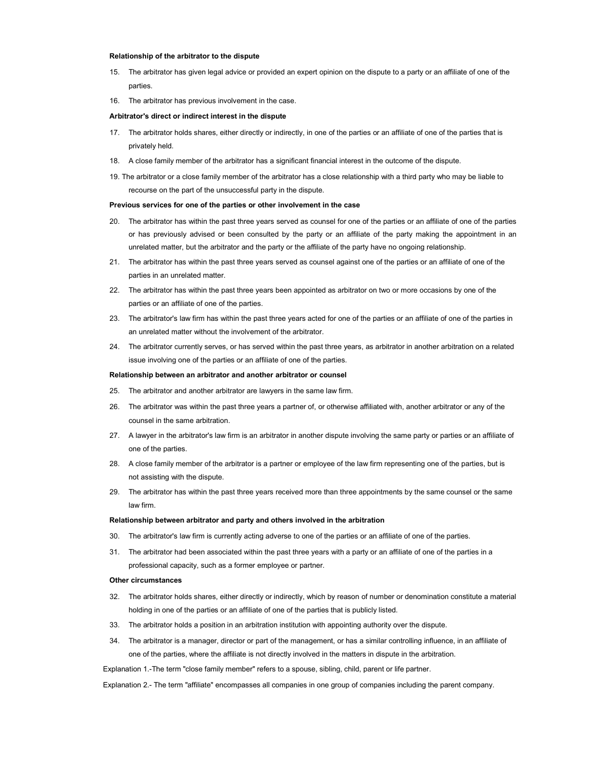**Relationship of the arbitrator to the dispute**

15. The arbitrator has given legal advice or provided an expert opinion on the dispute to a party or an affiliate of one of the parties.
16. The arbitrator has previous involvement in the case.

**Arbitrator's direct or indirect interest in the dispute**

17. The arbitrator holds shares, either directly or indirectly, in one of the parties or an affiliate of one of the parties that is privately held.
18. A close family member of the arbitrator has a significant financial interest in the outcome of the dispute.
19. The arbitrator or a close family member of the arbitrator has a close relationship with a third party who may be liable to recourse on the part of the unsuccessful party in the dispute.

**Previous services for one of the parties or other involvement in the case**

20. The arbitrator has within the past three years served as counsel for one of the parties or an affiliate of one of the parties or has previously advised or been consulted by the party or an affiliate of the party making the appointment in an unrelated matter, but the arbitrator and the party or the affiliate of the party have no ongoing relationship.
21. The arbitrator has within the past three years served as counsel against one of the parties or an affiliate of one of the parties in an unrelated matter.
22. The arbitrator has within the past three years been appointed as arbitrator on two or more occasions by one of the parties or an affiliate of one of the parties.
23. The arbitrator's law firm has within the past three years acted for one of the parties or an affiliate of one of the parties in an unrelated matter without the involvement of the arbitrator.
24. The arbitrator currently serves, or has served within the past three years, as arbitrator in another arbitration on a related issue involving one of the parties or an affiliate of one of the parties.

**Relationship between an arbitrator and another arbitrator or counsel**

25. The arbitrator and another arbitrator are lawyers in the same law firm.
26. The arbitrator was within the past three years a partner of, or otherwise affiliated with, another arbitrator or any of the counsel in the same arbitration.
27. A lawyer in the arbitrator's law firm is an arbitrator in another dispute involving the same party or parties or an affiliate of one of the parties.
28. A close family member of the arbitrator is a partner or employee of the law firm representing one of the parties, but is not assisting with the dispute.
29. The arbitrator has within the past three years received more than three appointments by the same counsel or the same law firm.

**Relationship between arbitrator and party and others involved in the arbitration**

30. The arbitrator's law firm is currently acting adverse to one of the parties or an affiliate of one of the parties.
31. The arbitrator had been associated within the past three years with a party or an affiliate of one of the parties in a professional capacity, such as a former employee or partner.

**Other circumstances**

32. The arbitrator holds shares, either directly or indirectly, which by reason of number or denomination constitute a material holding in one of the parties or an affiliate of one of the parties that is publicly listed.
33. The arbitrator holds a position in an arbitration institution with appointing authority over the dispute.
34. The arbitrator is a manager, director or part of the management, or has a similar controlling influence, in an affiliate of one of the parties, where the affiliate is not directly involved in the matters in dispute in the arbitration.

Explanation 1.-The term "close family member" refers to a spouse, sibling, child, parent or life partner.

Explanation 2.- The term "affiliate" encompasses all companies in one group of companies including the parent company.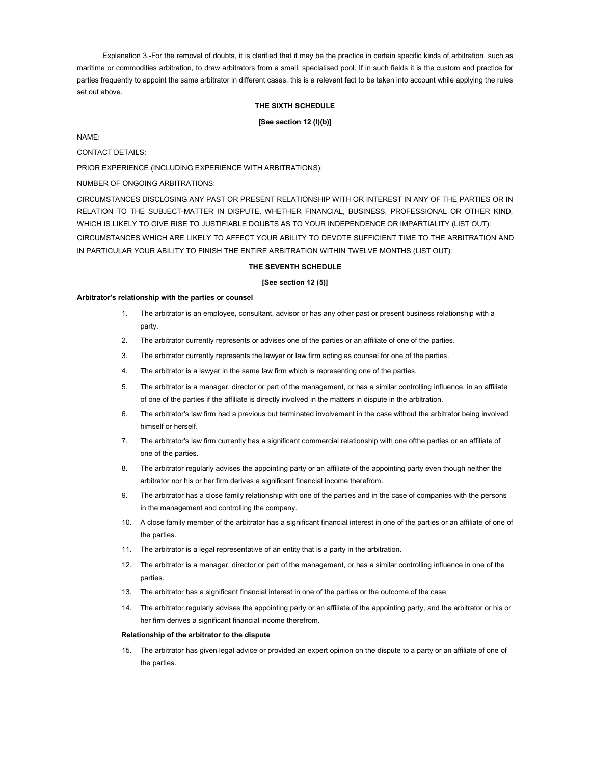Explanation 3.-For the removal of doubts, it is clarified that it may be the practice in certain specific kinds of arbitration, such as maritime or commodities arbitration, to draw arbitrators from a small, specialised pool. If in such fields it is the custom and practice for parties frequently to appoint the same arbitrator in different cases, this is a relevant fact to be taken into account while applying the rules set out above.

**THE SIXTH SCHEDULE**

**[See section 12 (l)(b)]**

NAME:

CONTACT DETAILS:

PRIOR EXPERIENCE (INCLUDING EXPERIENCE WITH ARBITRATIONS):

NUMBER OF ONGOING ARBITRATIONS:

CIRCUMSTANCES DISCLOSING ANY PAST OR PRESENT RELATIONSHIP WITH OR INTEREST IN ANY OF THE PARTIES OR IN RELATION TO THE SUBJECT-MATTER IN DISPUTE, WHETHER FINANCIAL, BUSINESS, PROFESSIONAL OR OTHER KIND, WHICH IS LIKELY TO GIVE RISE TO JUSTIFIABLE DOUBTS AS TO YOUR INDEPENDENCE OR IMPARTIALITY (LIST OUT):

CIRCUMSTANCES WHICH ARE LIKELY TO AFFECT YOUR ABILITY TO DEVOTE SUFFICIENT TIME TO THE ARBITRATION AND IN PARTICULAR YOUR ABILITY TO FINISH THE ENTIRE ARBITRATION WITHIN TWELVE MONTHS (LIST OUT):

**THE SEVENTH SCHEDULE**

**[See section 12 (5)]**

**Arbitrator's relationship with the parties or counsel**

1. The arbitrator is an employee, consultant, advisor or has any other past or present business relationship with a party.
2. The arbitrator currently represents or advises one of the parties or an affiliate of one of the parties.
3. The arbitrator currently represents the lawyer or law firm acting as counsel for one of the parties.
4. The arbitrator is a lawyer in the same law firm which is representing one of the parties.
5. The arbitrator is a manager, director or part of the management, or has a similar controlling influence, in an affiliate of one of the parties if the affiliate is directly involved in the matters in dispute in the arbitration.
6. The arbitrator's law firm had a previous but terminated involvement in the case without the arbitrator being involved himself or herself.
7. The arbitrator's law firm currently has a significant commercial relationship with one ofthe parties or an affiliate of one of the parties.
8. The arbitrator regularly advises the appointing party or an affiliate of the appointing party even though neither the arbitrator nor his or her firm derives a significant financial income therefrom.
9. The arbitrator has a close family relationship with one of the parties and in the case of companies with the persons in the management and controlling the company.
10. A close family member of the arbitrator has a significant financial interest in one of the parties or an affiliate of one of the parties.
11. The arbitrator is a legal representative of an entity that is a party in the arbitration.
12. The arbitrator is a manager, director or part of the management, or has a similar controlling influence in one of the parties.
13. The arbitrator has a significant financial interest in one of the parties or the outcome of the case.
14. The arbitrator regularly advises the appointing party or an affiliate of the appointing party, and the arbitrator or his or her firm derives a significant financial income therefrom.

**Relationship of the arbitrator to the dispute**

15. The arbitrator has given legal advice or provided an expert opinion on the dispute to a party or an affiliate of one of the parties.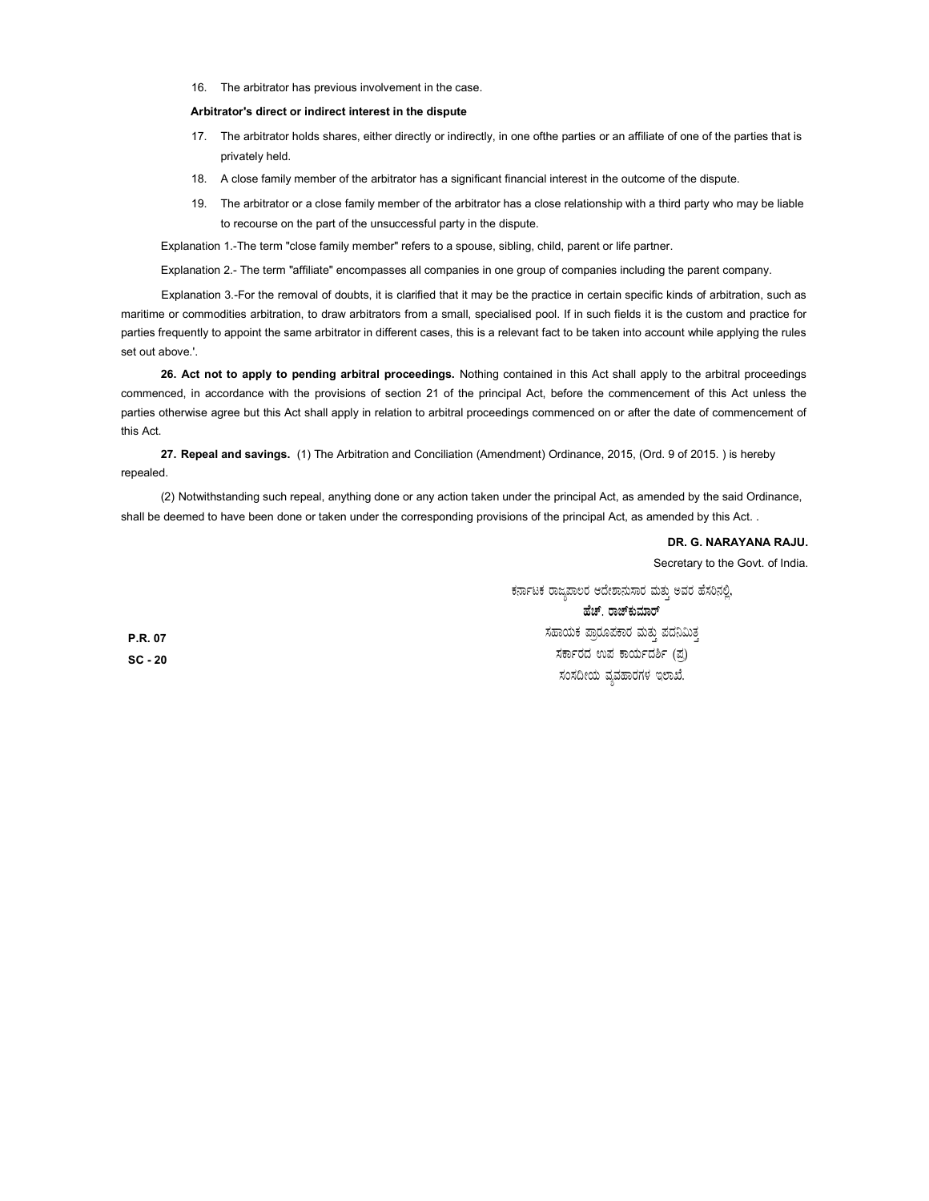16. The arbitrator has previous involvement in the case.

**Arbitrator's direct or indirect interest in the dispute**

17. The arbitrator holds shares, either directly or indirectly, in one ofthe parties or an affiliate of one of the parties that is privately held.
18. A close family member of the arbitrator has a significant financial interest in the outcome of the dispute.
19. The arbitrator or a close family member of the arbitrator has a close relationship with a third party who may be liable to recourse on the part of the unsuccessful party in the dispute.

Explanation 1.-The term "close family member" refers to a spouse, sibling, child, parent or life partner.

Explanation 2.- The term "affiliate" encompasses all companies in one group of companies including the parent company.

Explanation 3.-For the removal of doubts, it is clarified that it may be the practice in certain specific kinds of arbitration, such as maritime or commodities arbitration, to draw arbitrators from a small, specialised pool. If in such fields it is the custom and practice for parties frequently to appoint the same arbitrator in different cases, this is a relevant fact to be taken into account while applying the rules set out above.'.

**26. Act not to apply to pending arbitral proceedings.** Nothing contained in this Act shall apply to the arbitral proceedings commenced, in accordance with the provisions of section 21 of the principal Act, before the commencement of this Act unless the parties otherwise agree but this Act shall apply in relation to arbitral proceedings commenced on or after the date of commencement of this Act.

**27. Repeal and savings.** (1) The Arbitration and Conciliation (Amendment) Ordinance, 2015, (Ord. 9 of 2015. ) is hereby repealed.

(2) Notwithstanding such repeal, anything done or any action taken under the principal Act, as amended by the said Ordinance, shall be deemed to have been done or taken under the corresponding provisions of the principal Act, as amended by this Act. .

**DR. G. NARAYANA RAJU.**

Secretary to the Govt. of India.

ಕರ್ನಾಟಕ ರಾಜ್ಯಪಾಲರ ಆದೇಶಾನುಸಾರ ಮತ್ತು ಅವರ ಹೆಸರಿನಲ್ಲಿ,

**ಹೆಚ್. ರಾಜ್‌ಕುಮಾರ್**

ಸಹಾಯಕ ಪ್ರಾರೂಪಕಾರ ಮತ್ತು ಪದನಿಮಿತ್ತ

ಸರ್ಕಾರದ ಉಪ ಕಾರ್ಯದರ್ಶಿ (ಪ್ರ)

ಸಂಸದೀಯ ವ್ಯವಹಾರಗಳ ಇಲಾಖೆ.

**P.R. 07**

**SC - 20**